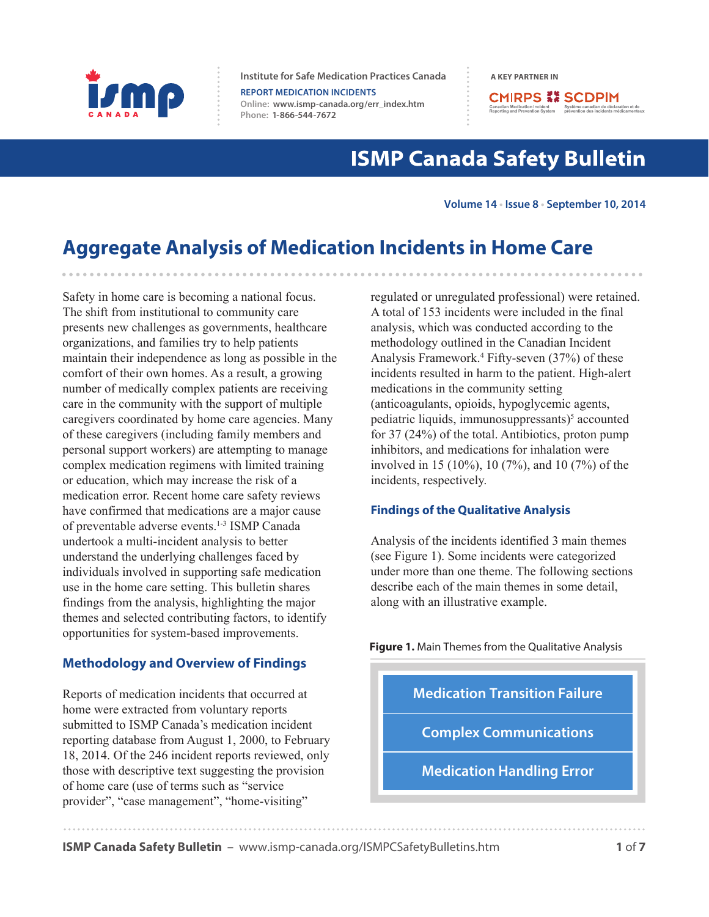Institute for Safe Medication Practices Canada

REPORT MEDICATION INCIDENTS
Online: www.ismp-canada.org/err_index.htm
Phone: 1-866-544-7672

A KEY PARTNER IN CMIRPS SCDPIM

# ISMP Canada Safety Bulletin

Volume 14 • Issue 8 • September 10, 2014

## Aggregate Analysis of Medication Incidents in Home Care

Safety in home care is becoming a national focus. The shift from institutional to community care presents new challenges as governments, healthcare organizations, and families try to help patients maintain their independence as long as possible in the comfort of their own homes. As a result, a growing number of medically complex patients are receiving care in the community with the support of multiple caregivers coordinated by home care agencies. Many of these caregivers (including family members and personal support workers) are attempting to manage complex medication regimens with limited training or education, which may increase the risk of a medication error. Recent home care safety reviews have confirmed that medications are a major cause of preventable adverse events.[1-3] ISMP Canada undertook a multi-incident analysis to better understand the underlying challenges faced by individuals involved in supporting safe medication use in the home care setting. This bulletin shares findings from the analysis, highlighting the major themes and selected contributing factors, to identify opportunities for system-based improvements.

### Methodology and Overview of Findings

Reports of medication incidents that occurred at home were extracted from voluntary reports submitted to ISMP Canada's medication incident reporting database from August 1, 2000, to February 18, 2014. Of the 246 incident reports reviewed, only those with descriptive text suggesting the provision of home care (use of terms such as "service provider", "case management", "home-visiting" regulated or unregulated professional) were retained. A total of 153 incidents were included in the final analysis, which was conducted according to the methodology outlined in the Canadian Incident Analysis Framework.[4] Fifty-seven (37%) of these incidents resulted in harm to the patient. High-alert medications in the community setting (anticoagulants, opioids, hypoglycemic agents, pediatric liquids, immunosuppressants)[5] accounted for 37 (24%) of the total. Antibiotics, proton pump inhibitors, and medications for inhalation were involved in 15 (10%), 10 (7%), and 10 (7%) of the incidents, respectively.

### Findings of the Qualitative Analysis

Analysis of the incidents identified 3 main themes (see Figure 1). Some incidents were categorized under more than one theme. The following sections describe each of the main themes in some detail, along with an illustrative example.

**Figure 1.** Main Themes from the Qualitative Analysis

| |
|---|
| Medication Transition Failure |
| Complex Communications |
| Medication Handling Error |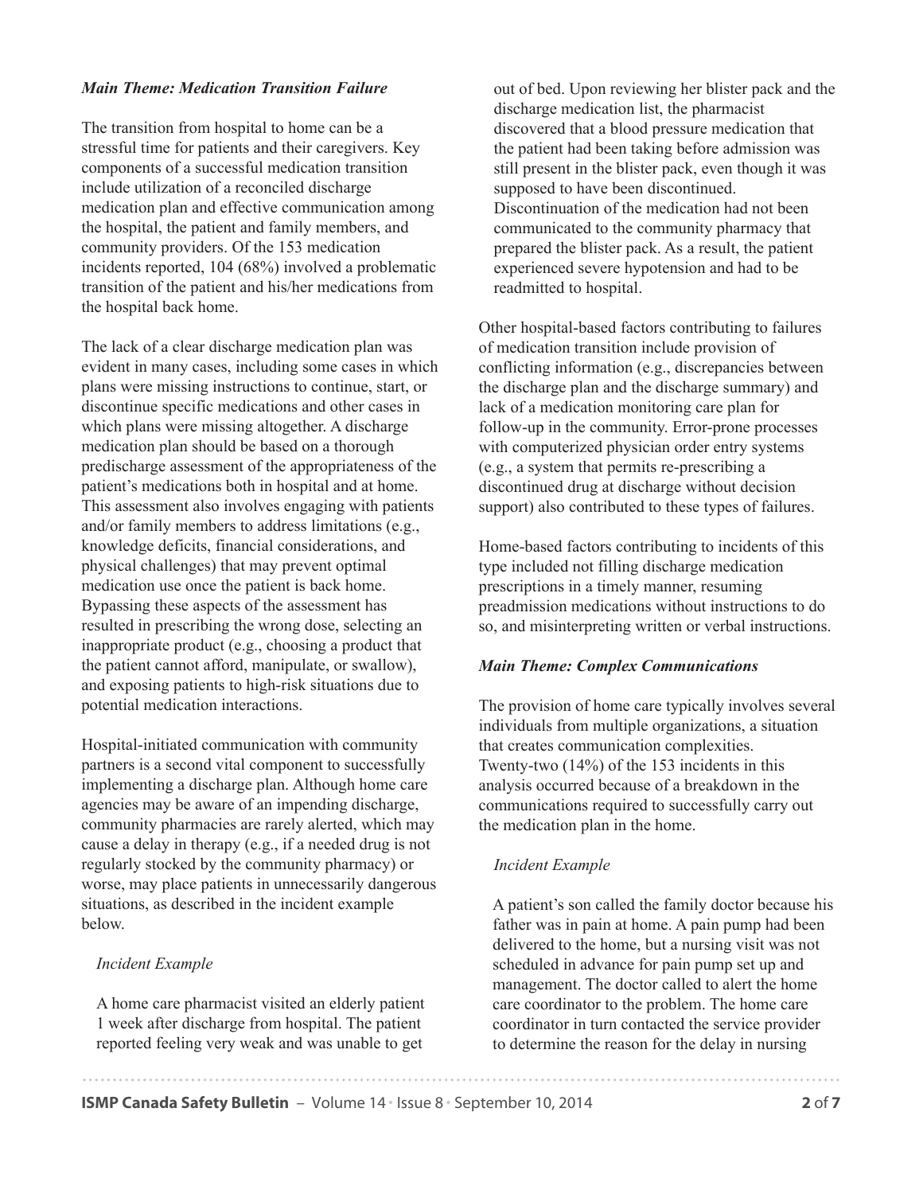***Main Theme: Medication Transition Failure***

The transition from hospital to home can be a stressful time for patients and their caregivers. Key components of a successful medication transition include utilization of a reconciled discharge medication plan and effective communication among the hospital, the patient and family members, and community providers. Of the 153 medication incidents reported, 104 (68%) involved a problematic transition of the patient and his/her medications from the hospital back home.

The lack of a clear discharge medication plan was evident in many cases, including some cases in which plans were missing instructions to continue, start, or discontinue specific medications and other cases in which plans were missing altogether. A discharge medication plan should be based on a thorough predischarge assessment of the appropriateness of the patient's medications both in hospital and at home. This assessment also involves engaging with patients and/or family members to address limitations (e.g., knowledge deficits, financial considerations, and physical challenges) that may prevent optimal medication use once the patient is back home. Bypassing these aspects of the assessment has resulted in prescribing the wrong dose, selecting an inappropriate product (e.g., choosing a product that the patient cannot afford, manipulate, or swallow), and exposing patients to high-risk situations due to potential medication interactions.

Hospital-initiated communication with community partners is a second vital component to successfully implementing a discharge plan. Although home care agencies may be aware of an impending discharge, community pharmacies are rarely alerted, which may cause a delay in therapy (e.g., if a needed drug is not regularly stocked by the community pharmacy) or worse, may place patients in unnecessarily dangerous situations, as described in the incident example below.

*Incident Example*

A home care pharmacist visited an elderly patient 1 week after discharge from hospital. The patient reported feeling very weak and was unable to get out of bed. Upon reviewing her blister pack and the discharge medication list, the pharmacist discovered that a blood pressure medication that the patient had been taking before admission was still present in the blister pack, even though it was supposed to have been discontinued. Discontinuation of the medication had not been communicated to the community pharmacy that prepared the blister pack. As a result, the patient experienced severe hypotension and had to be readmitted to hospital.

Other hospital-based factors contributing to failures of medication transition include provision of conflicting information (e.g., discrepancies between the discharge plan and the discharge summary) and lack of a medication monitoring care plan for follow-up in the community. Error-prone processes with computerized physician order entry systems (e.g., a system that permits re-prescribing a discontinued drug at discharge without decision support) also contributed to these types of failures.

Home-based factors contributing to incidents of this type included not filling discharge medication prescriptions in a timely manner, resuming preadmission medications without instructions to do so, and misinterpreting written or verbal instructions.

***Main Theme: Complex Communications***

The provision of home care typically involves several individuals from multiple organizations, a situation that creates communication complexities. Twenty-two (14%) of the 153 incidents in this analysis occurred because of a breakdown in the communications required to successfully carry out the medication plan in the home.

*Incident Example*

A patient's son called the family doctor because his father was in pain at home. A pain pump had been delivered to the home, but a nursing visit was not scheduled in advance for pain pump set up and management. The doctor called to alert the home care coordinator to the problem. The home care coordinator in turn contacted the service provider to determine the reason for the delay in nursing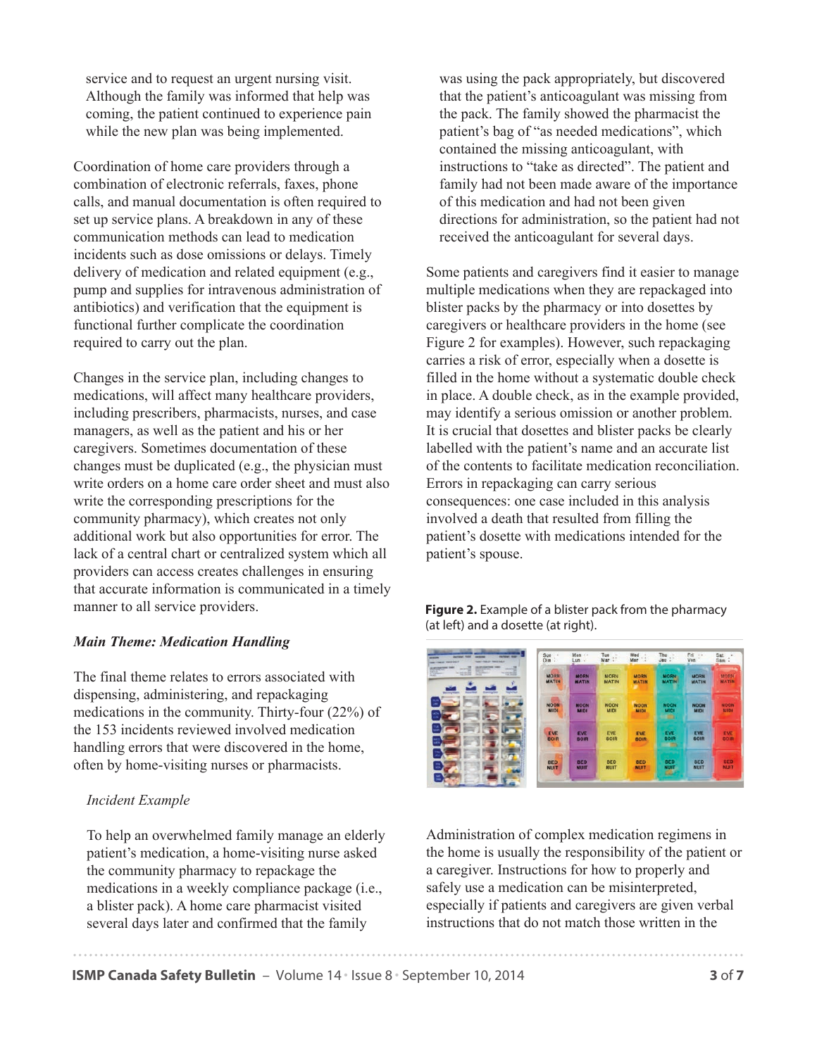service and to request an urgent nursing visit. Although the family was informed that help was coming, the patient continued to experience pain while the new plan was being implemented.

Coordination of home care providers through a combination of electronic referrals, faxes, phone calls, and manual documentation is often required to set up service plans. A breakdown in any of these communication methods can lead to medication incidents such as dose omissions or delays. Timely delivery of medication and related equipment (e.g., pump and supplies for intravenous administration of antibiotics) and verification that the equipment is functional further complicate the coordination required to carry out the plan.

Changes in the service plan, including changes to medications, will affect many healthcare providers, including prescribers, pharmacists, nurses, and case managers, as well as the patient and his or her caregivers. Sometimes documentation of these changes must be duplicated (e.g., the physician must write orders on a home care order sheet and must also write the corresponding prescriptions for the community pharmacy), which creates not only additional work but also opportunities for error. The lack of a central chart or centralized system which all providers can access creates challenges in ensuring that accurate information is communicated in a timely manner to all service providers.

***Main Theme: Medication Handling***

The final theme relates to errors associated with dispensing, administering, and repackaging medications in the community. Thirty-four (22%) of the 153 incidents reviewed involved medication handling errors that were discovered in the home, often by home-visiting nurses or pharmacists.

*Incident Example*

To help an overwhelmed family manage an elderly patient's medication, a home-visiting nurse asked the community pharmacy to repackage the medications in a weekly compliance package (i.e., a blister pack). A home care pharmacist visited several days later and confirmed that the family was using the pack appropriately, but discovered that the patient's anticoagulant was missing from the pack. The family showed the pharmacist the patient's bag of "as needed medications", which contained the missing anticoagulant, with instructions to "take as directed". The patient and family had not been made aware of the importance of this medication and had not been given directions for administration, so the patient had not received the anticoagulant for several days.

Some patients and caregivers find it easier to manage multiple medications when they are repackaged into blister packs by the pharmacy or into dosettes by caregivers or healthcare providers in the home (see Figure 2 for examples). However, such repackaging carries a risk of error, especially when a dosette is filled in the home without a systematic double check in place. A double check, as in the example provided, may identify a serious omission or another problem. It is crucial that dosettes and blister packs be clearly labelled with the patient's name and an accurate list of the contents to facilitate medication reconciliation. Errors in repackaging can carry serious consequences: one case included in this analysis involved a death that resulted from filling the patient's dosette with medications intended for the patient's spouse.

**Figure 2.** Example of a blister pack from the pharmacy (at left) and a dosette (at right).

Administration of complex medication regimens in the home is usually the responsibility of the patient or a caregiver. Instructions for how to properly and safely use a medication can be misinterpreted, especially if patients and caregivers are given verbal instructions that do not match those written in the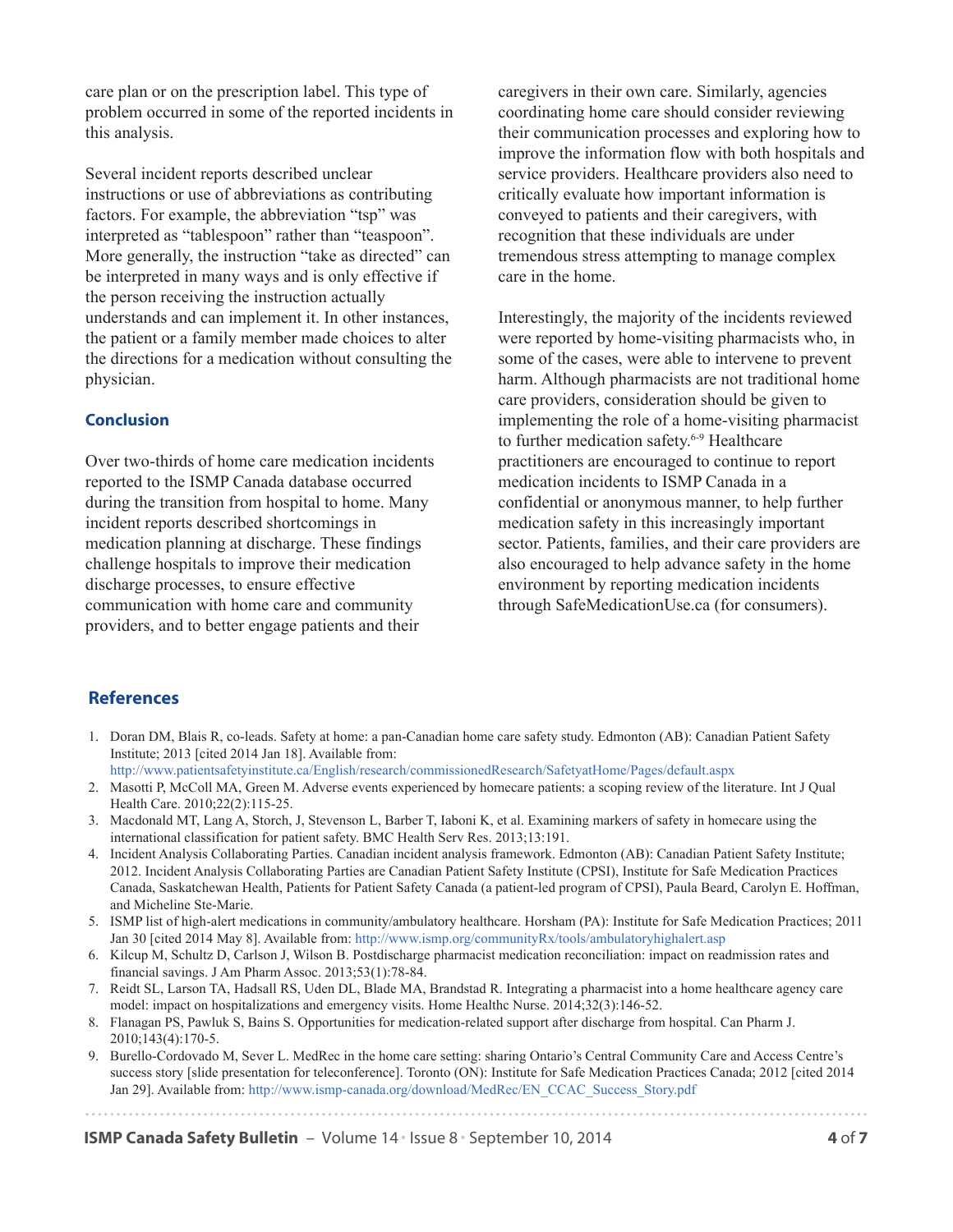care plan or on the prescription label. This type of problem occurred in some of the reported incidents in this analysis.

Several incident reports described unclear instructions or use of abbreviations as contributing factors. For example, the abbreviation "tsp" was interpreted as "tablespoon" rather than "teaspoon". More generally, the instruction "take as directed" can be interpreted in many ways and is only effective if the person receiving the instruction actually understands and can implement it. In other instances, the patient or a family member made choices to alter the directions for a medication without consulting the physician.

## Conclusion

Over two-thirds of home care medication incidents reported to the ISMP Canada database occurred during the transition from hospital to home. Many incident reports described shortcomings in medication planning at discharge. These findings challenge hospitals to improve their medication discharge processes, to ensure effective communication with home care and community providers, and to better engage patients and their caregivers in their own care. Similarly, agencies coordinating home care should consider reviewing their communication processes and exploring how to improve the information flow with both hospitals and service providers. Healthcare providers also need to critically evaluate how important information is conveyed to patients and their caregivers, with recognition that these individuals are under tremendous stress attempting to manage complex care in the home.

Interestingly, the majority of the incidents reviewed were reported by home-visiting pharmacists who, in some of the cases, were able to intervene to prevent harm. Although pharmacists are not traditional home care providers, consideration should be given to implementing the role of a home-visiting pharmacist to further medication safety.[6-9] Healthcare practitioners are encouraged to continue to report medication incidents to ISMP Canada in a confidential or anonymous manner, to help further medication safety in this increasingly important sector. Patients, families, and their care providers are also encouraged to help advance safety in the home environment by reporting medication incidents through SafeMedicationUse.ca (for consumers).

## References

1. Doran DM, Blais R, co-leads. Safety at home: a pan-Canadian home care safety study. Edmonton (AB): Canadian Patient Safety Institute; 2013 [cited 2014 Jan 18]. Available from: http://www.patientsafetyinstitute.ca/English/research/commissionedResearch/SafetyatHome/Pages/default.aspx
2. Masotti P, McColl MA, Green M. Adverse events experienced by homecare patients: a scoping review of the literature. Int J Qual Health Care. 2010;22(2):115-25.
3. Macdonald MT, Lang A, Storch, J, Stevenson L, Barber T, Iaboni K, et al. Examining markers of safety in homecare using the international classification for patient safety. BMC Health Serv Res. 2013;13:191.
4. Incident Analysis Collaborating Parties. Canadian incident analysis framework. Edmonton (AB): Canadian Patient Safety Institute; 2012. Incident Analysis Collaborating Parties are Canadian Patient Safety Institute (CPSI), Institute for Safe Medication Practices Canada, Saskatchewan Health, Patients for Patient Safety Canada (a patient-led program of CPSI), Paula Beard, Carolyn E. Hoffman, and Micheline Ste-Marie.
5. ISMP list of high-alert medications in community/ambulatory healthcare. Horsham (PA): Institute for Safe Medication Practices; 2011 Jan 30 [cited 2014 May 8]. Available from: http://www.ismp.org/communityRx/tools/ambulatoryhighalert.asp
6. Kilcup M, Schultz D, Carlson J, Wilson B. Postdischarge pharmacist medication reconciliation: impact on readmission rates and financial savings. J Am Pharm Assoc. 2013;53(1):78-84.
7. Reidt SL, Larson TA, Hadsall RS, Uden DL, Blade MA, Brandstad R. Integrating a pharmacist into a home healthcare agency care model: impact on hospitalizations and emergency visits. Home Healthc Nurse. 2014;32(3):146-52.
8. Flanagan PS, Pawluk S, Bains S. Opportunities for medication-related support after discharge from hospital. Can Pharm J. 2010;143(4):170-5.
9. Burello-Cordovado M, Sever L. MedRec in the home care setting: sharing Ontario's Central Community Care and Access Centre's success story [slide presentation for teleconference]. Toronto (ON): Institute for Safe Medication Practices Canada; 2012 [cited 2014 Jan 29]. Available from: http://www.ismp-canada.org/download/MedRec/EN_CCAC_Success_Story.pdf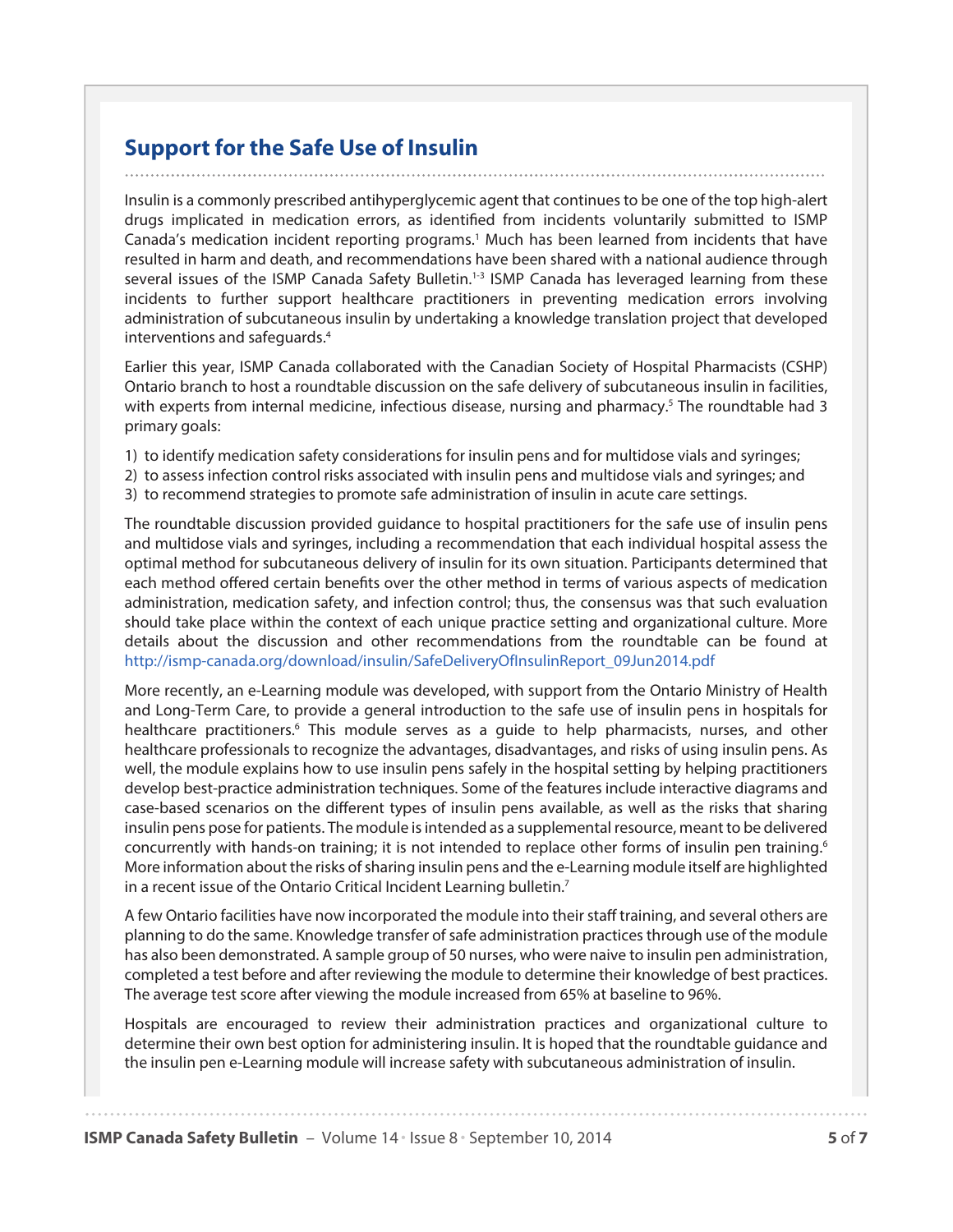## Support for the Safe Use of Insulin

Insulin is a commonly prescribed antihyperglycemic agent that continues to be one of the top high-alert drugs implicated in medication errors, as identified from incidents voluntarily submitted to ISMP Canada's medication incident reporting programs.[1] Much has been learned from incidents that have resulted in harm and death, and recommendations have been shared with a national audience through several issues of the ISMP Canada Safety Bulletin.[1-3] ISMP Canada has leveraged learning from these incidents to further support healthcare practitioners in preventing medication errors involving administration of subcutaneous insulin by undertaking a knowledge translation project that developed interventions and safeguards.[4]

Earlier this year, ISMP Canada collaborated with the Canadian Society of Hospital Pharmacists (CSHP) Ontario branch to host a roundtable discussion on the safe delivery of subcutaneous insulin in facilities, with experts from internal medicine, infectious disease, nursing and pharmacy.[5] The roundtable had 3 primary goals:

1) to identify medication safety considerations for insulin pens and for multidose vials and syringes;
2) to assess infection control risks associated with insulin pens and multidose vials and syringes; and
3) to recommend strategies to promote safe administration of insulin in acute care settings.

The roundtable discussion provided guidance to hospital practitioners for the safe use of insulin pens and multidose vials and syringes, including a recommendation that each individual hospital assess the optimal method for subcutaneous delivery of insulin for its own situation. Participants determined that each method offered certain benefits over the other method in terms of various aspects of medication administration, medication safety, and infection control; thus, the consensus was that such evaluation should take place within the context of each unique practice setting and organizational culture. More details about the discussion and other recommendations from the roundtable can be found at http://ismp-canada.org/download/insulin/SafeDeliveryOfInsulinReport_09Jun2014.pdf

More recently, an e-Learning module was developed, with support from the Ontario Ministry of Health and Long-Term Care, to provide a general introduction to the safe use of insulin pens in hospitals for healthcare practitioners.[6] This module serves as a guide to help pharmacists, nurses, and other healthcare professionals to recognize the advantages, disadvantages, and risks of using insulin pens. As well, the module explains how to use insulin pens safely in the hospital setting by helping practitioners develop best-practice administration techniques. Some of the features include interactive diagrams and case-based scenarios on the different types of insulin pens available, as well as the risks that sharing insulin pens pose for patients. The module is intended as a supplemental resource, meant to be delivered concurrently with hands-on training; it is not intended to replace other forms of insulin pen training.[6] More information about the risks of sharing insulin pens and the e-Learning module itself are highlighted in a recent issue of the Ontario Critical Incident Learning bulletin.[7]

A few Ontario facilities have now incorporated the module into their staff training, and several others are planning to do the same. Knowledge transfer of safe administration practices through use of the module has also been demonstrated. A sample group of 50 nurses, who were naive to insulin pen administration, completed a test before and after reviewing the module to determine their knowledge of best practices. The average test score after viewing the module increased from 65% at baseline to 96%.

Hospitals are encouraged to review their administration practices and organizational culture to determine their own best option for administering insulin. It is hoped that the roundtable guidance and the insulin pen e-Learning module will increase safety with subcutaneous administration of insulin.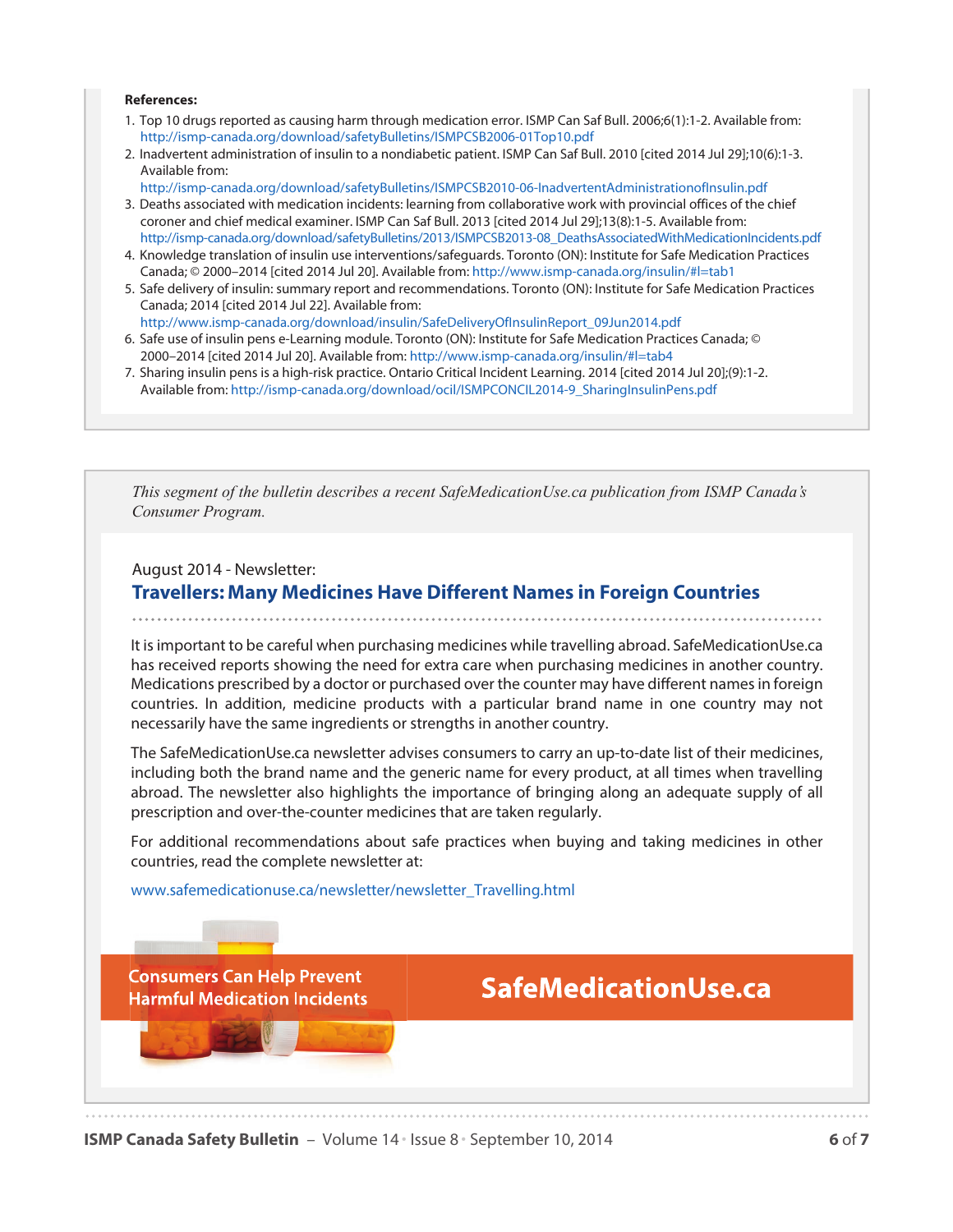**References:**

1. Top 10 drugs reported as causing harm through medication error. ISMP Can Saf Bull. 2006;6(1):1-2. Available from: http://ismp-canada.org/download/safetyBulletins/ISMPCSB2006-01Top10.pdf
2. Inadvertent administration of insulin to a nondiabetic patient. ISMP Can Saf Bull. 2010 [cited 2014 Jul 29];10(6):1-3. Available from: http://ismp-canada.org/download/safetyBulletins/ISMPCSB2010-06-InadvertentAdministrationofInsulin.pdf
3. Deaths associated with medication incidents: learning from collaborative work with provincial offices of the chief coroner and chief medical examiner. ISMP Can Saf Bull. 2013 [cited 2014 Jul 29];13(8):1-5. Available from: http://ismp-canada.org/download/safetyBulletins/2013/ISMPCSB2013-08_DeathsAssociatedWithMedicationIncidents.pdf
4. Knowledge translation of insulin use interventions/safeguards. Toronto (ON): Institute for Safe Medication Practices Canada; © 2000–2014 [cited 2014 Jul 20]. Available from: http://www.ismp-canada.org/insulin/#l=tab1
5. Safe delivery of insulin: summary report and recommendations. Toronto (ON): Institute for Safe Medication Practices Canada; 2014 [cited 2014 Jul 22]. Available from: http://www.ismp-canada.org/download/insulin/SafeDeliveryOfInsulinReport_09Jun2014.pdf
6. Safe use of insulin pens e-Learning module. Toronto (ON): Institute for Safe Medication Practices Canada; © 2000–2014 [cited 2014 Jul 20]. Available from: http://www.ismp-canada.org/insulin/#l=tab4
7. Sharing insulin pens is a high-risk practice. Ontario Critical Incident Learning. 2014 [cited 2014 Jul 20];(9):1-2. Available from: http://ismp-canada.org/download/ocil/ISMPCONCIL2014-9_SharingInsulinPens.pdf

---

*This segment of the bulletin describes a recent SafeMedicationUse.ca publication from ISMP Canada's Consumer Program.*

August 2014 - Newsletter:

## Travellers: Many Medicines Have Different Names in Foreign Countries

It is important to be careful when purchasing medicines while travelling abroad. SafeMedicationUse.ca has received reports showing the need for extra care when purchasing medicines in another country. Medications prescribed by a doctor or purchased over the counter may have different names in foreign countries. In addition, medicine products with a particular brand name in one country may not necessarily have the same ingredients or strengths in another country.

The SafeMedicationUse.ca newsletter advises consumers to carry an up-to-date list of their medicines, including both the brand name and the generic name for every product, at all times when travelling abroad. The newsletter also highlights the importance of bringing along an adequate supply of all prescription and over-the-counter medicines that are taken regularly.

For additional recommendations about safe practices when buying and taking medicines in other countries, read the complete newsletter at:

www.safemedicationuse.ca/newsletter/newsletter_Travelling.html

Consumers Can Help Prevent Harmful Medication Incidents

**SafeMedicationUse.ca**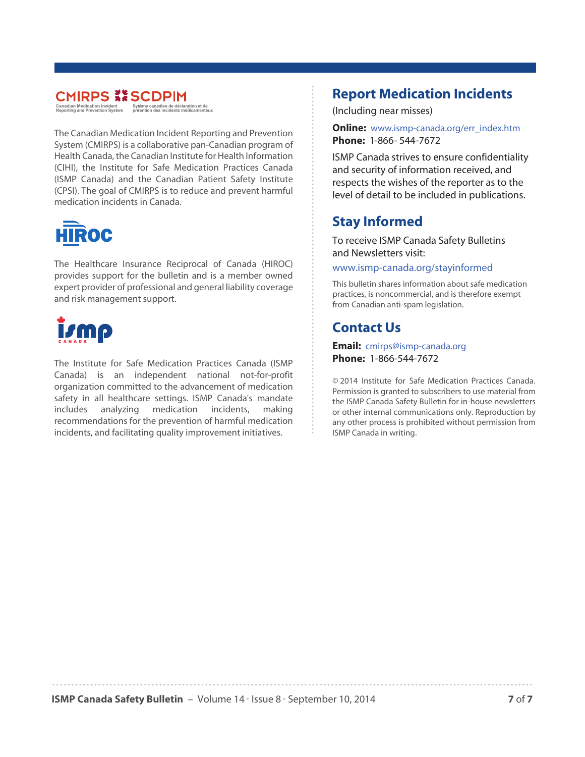CMIRPS SCDPIM

Canadian Medication Incident Reporting and Prevention System

Système canadien de déclaration et de prévention des incidents médicamenteux

The Canadian Medication Incident Reporting and Prevention System (CMIRPS) is a collaborative pan-Canadian program of Health Canada, the Canadian Institute for Health Information (CIHI), the Institute for Safe Medication Practices Canada (ISMP Canada) and the Canadian Patient Safety Institute (CPSI). The goal of CMIRPS is to reduce and prevent harmful medication incidents in Canada.

HIROC

The Healthcare Insurance Reciprocal of Canada (HIROC) provides support for the bulletin and is a member owned expert provider of professional and general liability coverage and risk management support.

ismp CANADA

The Institute for Safe Medication Practices Canada (ISMP Canada) is an independent national not-for-profit organization committed to the advancement of medication safety in all healthcare settings. ISMP Canada's mandate includes analyzing medication incidents, making recommendations for the prevention of harmful medication incidents, and facilitating quality improvement initiatives.

## Report Medication Incidents

(Including near misses)

**Online:** www.ismp-canada.org/err_index.htm
**Phone:** 1-866- 544-7672

ISMP Canada strives to ensure confidentiality and security of information received, and respects the wishes of the reporter as to the level of detail to be included in publications.

## Stay Informed

To receive ISMP Canada Safety Bulletins and Newsletters visit:

www.ismp-canada.org/stayinformed

This bulletin shares information about safe medication practices, is noncommercial, and is therefore exempt from Canadian anti-spam legislation.

## Contact Us

**Email:** cmirps@ismp-canada.org
**Phone:** 1-866-544-7672

© 2014 Institute for Safe Medication Practices Canada. Permission is granted to subscribers to use material from the ISMP Canada Safety Bulletin for in-house newsletters or other internal communications only. Reproduction by any other process is prohibited without permission from ISMP Canada in writing.